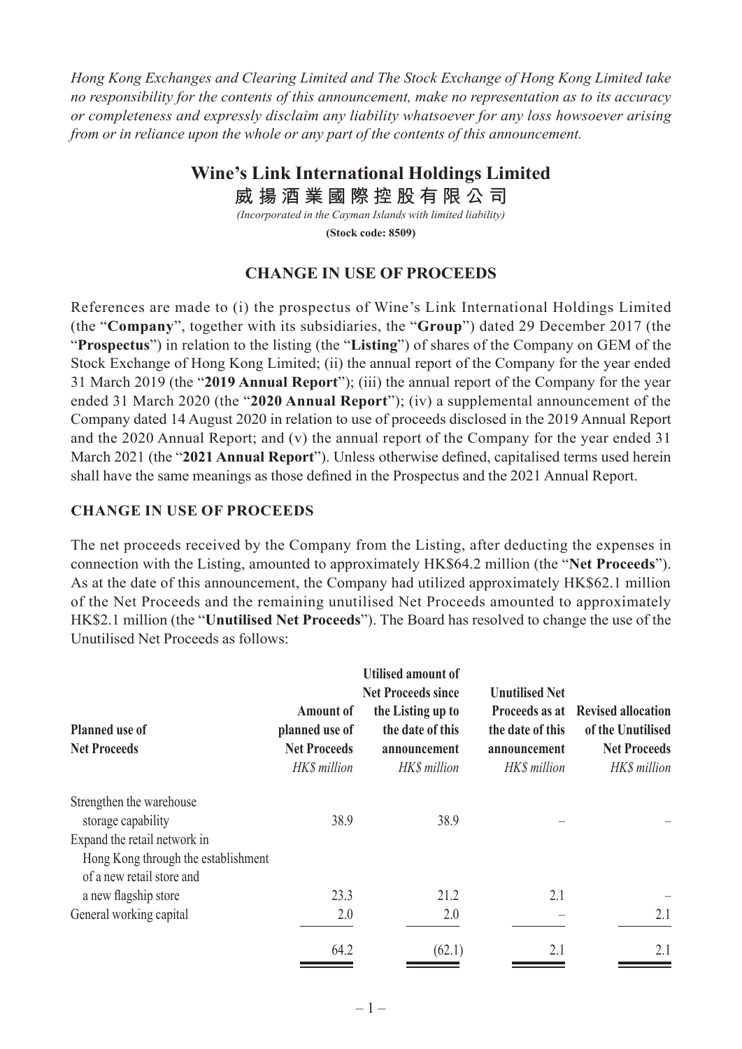*Hong Kong Exchanges and Clearing Limited and The Stock Exchange of Hong Kong Limited take no responsibility for the contents of this announcement, make no representation as to its accuracy or completeness and expressly disclaim any liability whatsoever for any loss howsoever arising from or in reliance upon the whole or any part of the contents of this announcement.*

# Wine's Link International Holdings Limited

# 威揚酒業國際控股有限公司

*(Incorporated in the Cayman Islands with limited liability)*

**(Stock code: 8509)**

## CHANGE IN USE OF PROCEEDS

References are made to (i) the prospectus of Wine's Link International Holdings Limited (the "**Company**", together with its subsidiaries, the "**Group**") dated 29 December 2017 (the "**Prospectus**") in relation to the listing (the "**Listing**") of shares of the Company on GEM of the Stock Exchange of Hong Kong Limited; (ii) the annual report of the Company for the year ended 31 March 2019 (the "**2019 Annual Report**"); (iii) the annual report of the Company for the year ended 31 March 2020 (the "**2020 Annual Report**"); (iv) a supplemental announcement of the Company dated 14 August 2020 in relation to use of proceeds disclosed in the 2019 Annual Report and the 2020 Annual Report; and (v) the annual report of the Company for the year ended 31 March 2021 (the "**2021 Annual Report**"). Unless otherwise defined, capitalised terms used herein shall have the same meanings as those defined in the Prospectus and the 2021 Annual Report.

### CHANGE IN USE OF PROCEEDS

The net proceeds received by the Company from the Listing, after deducting the expenses in connection with the Listing, amounted to approximately HK$64.2 million (the "**Net Proceeds**"). As at the date of this announcement, the Company had utilized approximately HK$62.1 million of the Net Proceeds and the remaining unutilised Net Proceeds amounted to approximately HK$2.1 million (the "**Unutilised Net Proceeds**"). The Board has resolved to change the use of the Unutilised Net Proceeds as follows:

| Planned use of Net Proceeds | Amount of planned use of Net Proceeds *HK$ million* | Utilised amount of Net Proceeds since the Listing up to the date of this announcement *HK$ million* | Unutilised Net Proceeds as at the date of this announcement *HK$ million* | Revised allocation of the Unutilised Net Proceeds *HK$ million* |
|---|---|---|---|---|
| Strengthen the warehouse storage capability | 38.9 | 38.9 | – | – |
| Expand the retail network in Hong Kong through the establishment of a new retail store and a new flagship store | 23.3 | 21.2 | 2.1 | – |
| General working capital | 2.0 | 2.0 | – | 2.1 |
| | 64.2 | (62.1) | 2.1 | 2.1 |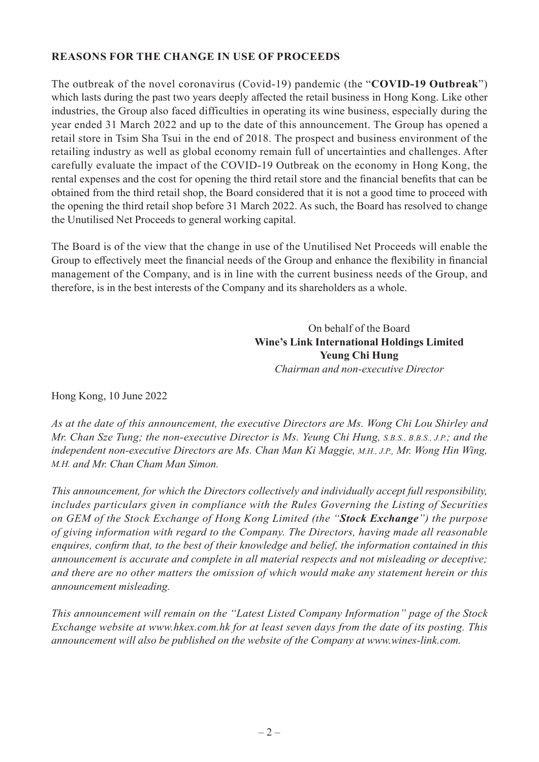**REASONS FOR THE CHANGE IN USE OF PROCEEDS**

The outbreak of the novel coronavirus (Covid-19) pandemic (the "**COVID-19 Outbreak**") which lasts during the past two years deeply affected the retail business in Hong Kong. Like other industries, the Group also faced difficulties in operating its wine business, especially during the year ended 31 March 2022 and up to the date of this announcement. The Group has opened a retail store in Tsim Sha Tsui in the end of 2018. The prospect and business environment of the retailing industry as well as global economy remain full of uncertainties and challenges. After carefully evaluate the impact of the COVID-19 Outbreak on the economy in Hong Kong, the rental expenses and the cost for opening the third retail store and the financial benefits that can be obtained from the third retail shop, the Board considered that it is not a good time to proceed with the opening the third retail shop before 31 March 2022. As such, the Board has resolved to change the Unutilised Net Proceeds to general working capital.

The Board is of the view that the change in use of the Unutilised Net Proceeds will enable the Group to effectively meet the financial needs of the Group and enhance the flexibility in financial management of the Company, and is in line with the current business needs of the Group, and therefore, is in the best interests of the Company and its shareholders as a whole.

On behalf of the Board
**Wine's Link International Holdings Limited**
**Yeung Chi Hung**
*Chairman and non-executive Director*

Hong Kong, 10 June 2022

*As at the date of this announcement, the executive Directors are Ms. Wong Chi Lou Shirley and Mr. Chan Sze Tung; the non-executive Director is Ms. Yeung Chi Hung, S.B.S., B.B.S., J.P.; and the independent non-executive Directors are Ms. Chan Man Ki Maggie, M.H., J.P., Mr. Wong Hin Wing, M.H. and Mr. Chan Cham Man Simon.*

*This announcement, for which the Directors collectively and individually accept full responsibility, includes particulars given in compliance with the Rules Governing the Listing of Securities on GEM of the Stock Exchange of Hong Kong Limited (the "**Stock Exchange**") the purpose of giving information with regard to the Company. The Directors, having made all reasonable enquires, confirm that, to the best of their knowledge and belief, the information contained in this announcement is accurate and complete in all material respects and not misleading or deceptive; and there are no other matters the omission of which would make any statement herein or this announcement misleading.*

*This announcement will remain on the "Latest Listed Company Information" page of the Stock Exchange website at www.hkex.com.hk for at least seven days from the date of its posting. This announcement will also be published on the website of the Company at www.wines-link.com.*